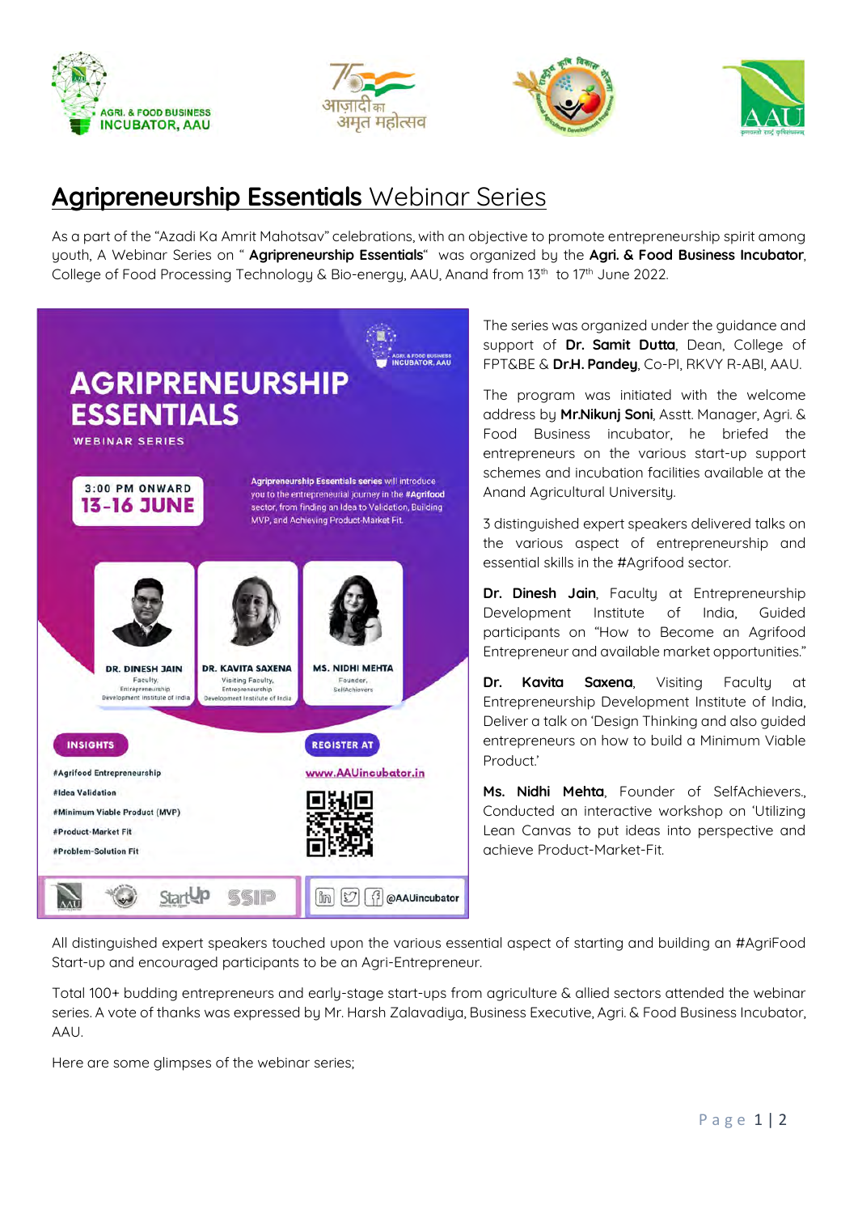# **Agripreneurship Essentials** Webinar Series

As a part of the “Azadi Ka Amrit Mahotsav” celebrations, with an objective to promote entrepreneurship spirit among youth, A Webinar Series on “ **Agripreneurship Essentials**“ was organized by the **Agri. & Food Business Incubator**, College of Food Processing Technology & Bio-energy, AAU, Anand from 13th to 17th June 2022.

The series was organized under the guidance and support of **Dr. Samit Dutta**, Dean, College of FPT&BE & **Dr.H. Pandey**, Co-PI, RKVY R-ABI, AAU.

The program was initiated with the welcome address by **Mr.Nikunj Soni**, Asstt. Manager, Agri. & Food Business incubator, he briefed the entrepreneurs on the various start-up support schemes and incubation facilities available at the Anand Agricultural University.

3 distinguished expert speakers delivered talks on the various aspect of entrepreneurship and essential skills in the #Agrifood sector.

**Dr. Dinesh Jain**, Faculty at Entrepreneurship Development Institute of India, Guided participants on “How to Become an Agrifood Entrepreneur and available market opportunities.”

**Dr. Kavita Saxena**, Visiting Faculty at Entrepreneurship Development Institute of India, Deliver a talk on ‘Design Thinking and also guided entrepreneurs on how to build a Minimum Viable Product.’

**Ms. Nidhi Mehta**, Founder of SelfAchievers., Conducted an interactive workshop on ‘Utilizing Lean Canvas to put ideas into perspective and achieve Product-Market-Fit.

All distinguished expert speakers touched upon the various essential aspect of starting and building an #AgriFood Start-up and encouraged participants to be an Agri-Entrepreneur.

Total 100+ budding entrepreneurs and early-stage start-ups from agriculture & allied sectors attended the webinar series. A vote of thanks was expressed by Mr. Harsh Zalavadiya, Business Executive, Agri. & Food Business Incubator, AAU.

Here are some glimpses of the webinar series;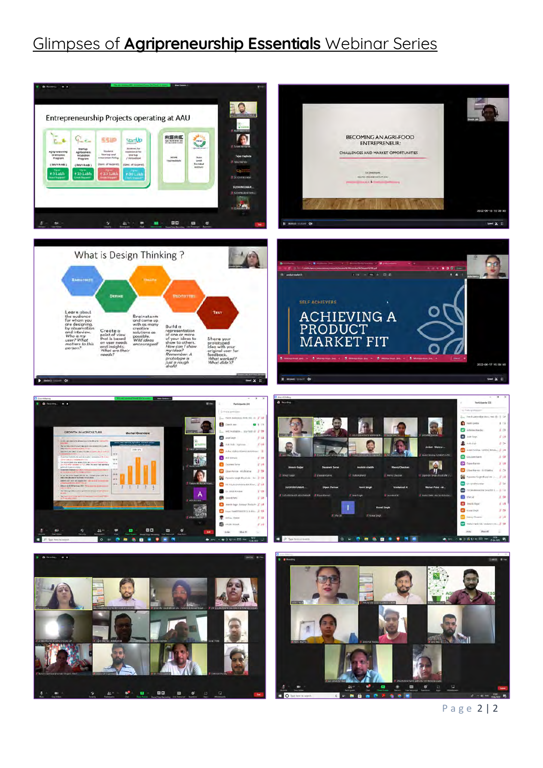# Glimpses of **Agripreneurship Essentials** Webinar Series